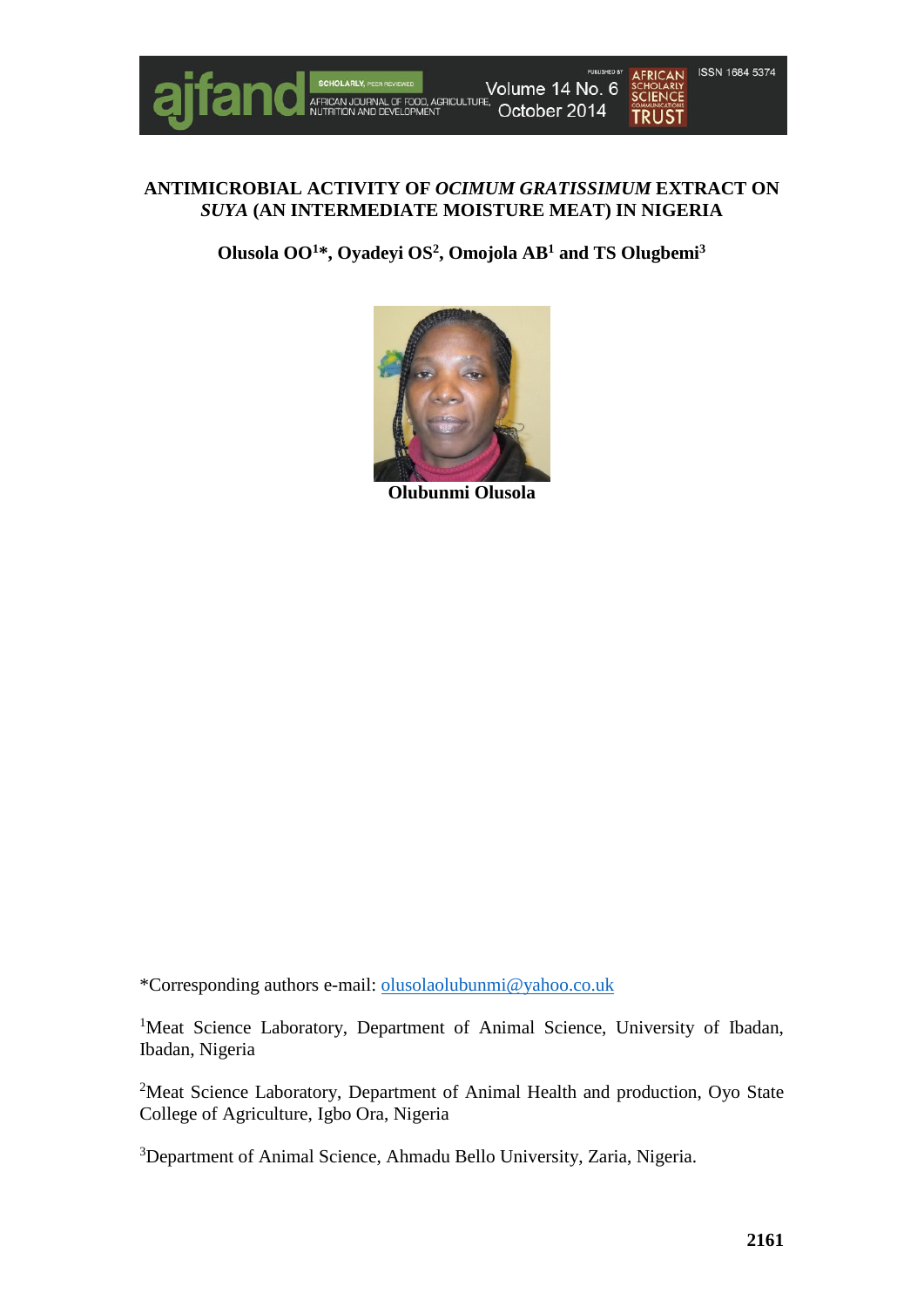# ANTIMICROBIAL ACTIVITY OF *OCIMUM GRATISSIMUM* EXTRACT ON *SUYA* (AN INTERMEDIATE MOISTURE MEAT) IN NIGERIA

**Olusola OO[1]*, Oyadeyi OS[2], Omojola AB[1] and TS Olugbemi[3]**

**Olubunmi Olusola**

*Corresponding authors e-mail: olusolaolubunmi@yahoo.co.uk

[1]Meat Science Laboratory, Department of Animal Science, University of Ibadan, Ibadan, Nigeria

[2]Meat Science Laboratory, Department of Animal Health and production, Oyo State College of Agriculture, Igbo Ora, Nigeria

[3]Department of Animal Science, Ahmadu Bello University, Zaria, Nigeria.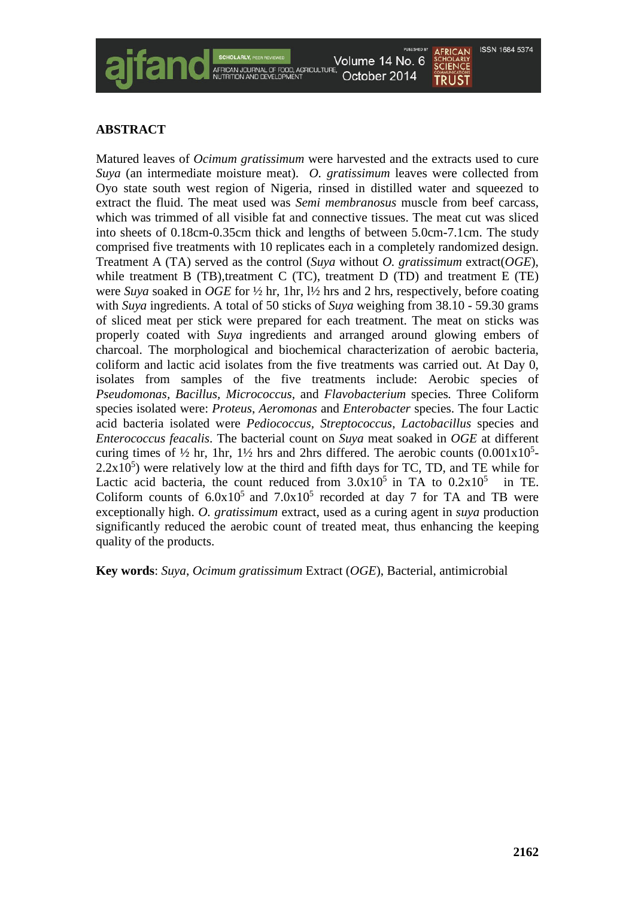## ABSTRACT

Matured leaves of *Ocimum gratissimum* were harvested and the extracts used to cure *Suya* (an intermediate moisture meat). *O. gratissimum* leaves were collected from Oyo state south west region of Nigeria, rinsed in distilled water and squeezed to extract the fluid. The meat used was *Semi membranosus* muscle from beef carcass, which was trimmed of all visible fat and connective tissues. The meat cut was sliced into sheets of 0.18cm-0.35cm thick and lengths of between 5.0cm-7.1cm. The study comprised five treatments with 10 replicates each in a completely randomized design. Treatment A (TA) served as the control (*Suya* without *O. gratissimum* extract(*OGE*), while treatment B (TB),treatment C (TC), treatment D (TD) and treatment E (TE) were *Suya* soaked in *OGE* for ½ hr, 1hr, l½ hrs and 2 hrs, respectively, before coating with *Suya* ingredients. A total of 50 sticks of *Suya* weighing from 38.10 - 59.30 grams of sliced meat per stick were prepared for each treatment. The meat on sticks was properly coated with *Suya* ingredients and arranged around glowing embers of charcoal. The morphological and biochemical characterization of aerobic bacteria, coliform and lactic acid isolates from the five treatments was carried out. At Day 0, isolates from samples of the five treatments include: Aerobic species of *Pseudomonas, Bacillus, Micrococcus,* and *Flavobacterium* species*.* Three Coliform species isolated were: *Proteus*, *Aeromonas* and *Enterobacter* species. The four Lactic acid bacteria isolated were *Pediococcus*, *Streptococcus*, *Lactobacillus* species and *Enterococcus feacalis*. The bacterial count on *Suya* meat soaked in *OGE* at different curing times of ½ hr, 1hr, 1½ hrs and 2hrs differed. The aerobic counts ($0.001 \times 10^5$-$2.2 \times 10^5$) were relatively low at the third and fifth days for TC, TD, and TE while for Lactic acid bacteria, the count reduced from $3.0 \times 10^5$ in TA to $0.2 \times 10^5$ in TE. Coliform counts of $6.0 \times 10^5$ and $7.0 \times 10^5$ recorded at day 7 for TA and TB were exceptionally high. *O. gratissimum* extract, used as a curing agent in *suya* production significantly reduced the aerobic count of treated meat, thus enhancing the keeping quality of the products.

**Key words**: *Suya*, *Ocimum gratissimum* Extract (*OGE*), Bacterial, antimicrobial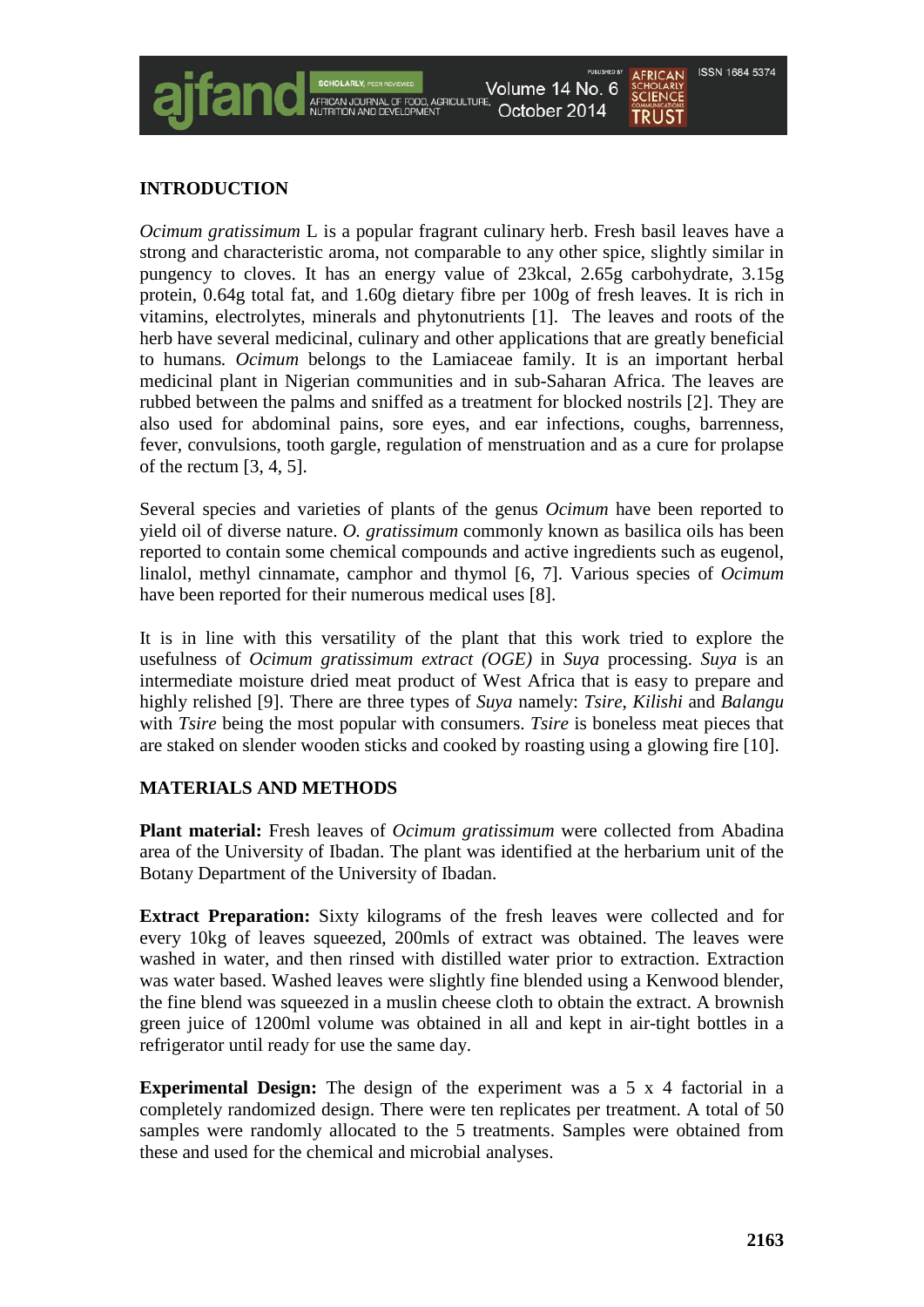## INTRODUCTION

*Ocimum gratissimum* L is a popular fragrant culinary herb. Fresh basil leaves have a strong and characteristic aroma, not comparable to any other spice, slightly similar in pungency to cloves. It has an energy value of 23kcal, 2.65g carbohydrate, 3.15g protein, 0.64g total fat, and 1.60g dietary fibre per 100g of fresh leaves. It is rich in vitamins, electrolytes, minerals and phytonutrients [1]. The leaves and roots of the herb have several medicinal, culinary and other applications that are greatly beneficial to humans. *Ocimum* belongs to the Lamiaceae family. It is an important herbal medicinal plant in Nigerian communities and in sub-Saharan Africa. The leaves are rubbed between the palms and sniffed as a treatment for blocked nostrils [2]. They are also used for abdominal pains, sore eyes, and ear infections, coughs, barrenness, fever, convulsions, tooth gargle, regulation of menstruation and as a cure for prolapse of the rectum [3, 4, 5].

Several species and varieties of plants of the genus *Ocimum* have been reported to yield oil of diverse nature. *O. gratissimum* commonly known as basilica oils has been reported to contain some chemical compounds and active ingredients such as eugenol, linalol, methyl cinnamate, camphor and thymol [6, 7]. Various species of *Ocimum* have been reported for their numerous medical uses [8].

It is in line with this versatility of the plant that this work tried to explore the usefulness of *Ocimum gratissimum extract (OGE)* in *Suya* processing. *Suya* is an intermediate moisture dried meat product of West Africa that is easy to prepare and highly relished [9]. There are three types of *Suya* namely: *Tsire*, *Kilishi* and *Balangu* with *Tsire* being the most popular with consumers. *Tsire* is boneless meat pieces that are staked on slender wooden sticks and cooked by roasting using a glowing fire [10].

## MATERIALS AND METHODS

**Plant material:** Fresh leaves of *Ocimum gratissimum* were collected from Abadina area of the University of Ibadan. The plant was identified at the herbarium unit of the Botany Department of the University of Ibadan.

**Extract Preparation:** Sixty kilograms of the fresh leaves were collected and for every 10kg of leaves squeezed, 200mls of extract was obtained. The leaves were washed in water, and then rinsed with distilled water prior to extraction. Extraction was water based. Washed leaves were slightly fine blended using a Kenwood blender, the fine blend was squeezed in a muslin cheese cloth to obtain the extract. A brownish green juice of 1200ml volume was obtained in all and kept in air-tight bottles in a refrigerator until ready for use the same day.

**Experimental Design:** The design of the experiment was a 5 x 4 factorial in a completely randomized design. There were ten replicates per treatment. A total of 50 samples were randomly allocated to the 5 treatments. Samples were obtained from these and used for the chemical and microbial analyses.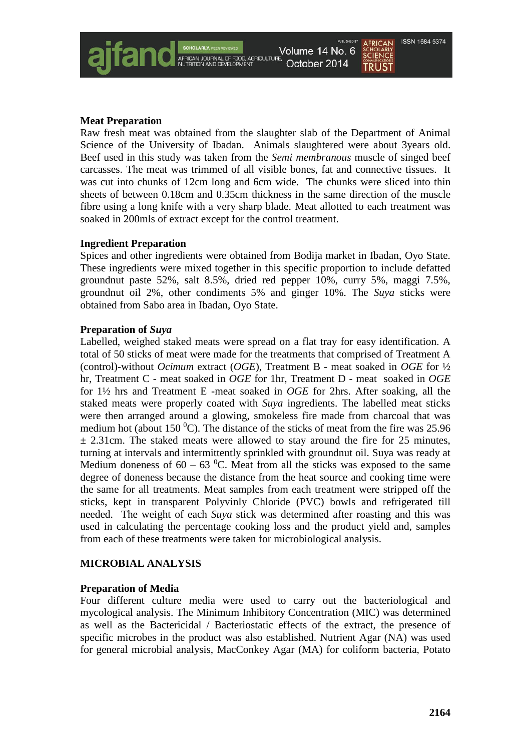**Meat Preparation**

Raw fresh meat was obtained from the slaughter slab of the Department of Animal Science of the University of Ibadan. Animals slaughtered were about 3years old. Beef used in this study was taken from the *Semi membranous* muscle of singed beef carcasses. The meat was trimmed of all visible bones, fat and connective tissues. It was cut into chunks of 12cm long and 6cm wide. The chunks were sliced into thin sheets of between 0.18cm and 0.35cm thickness in the same direction of the muscle fibre using a long knife with a very sharp blade. Meat allotted to each treatment was soaked in 200mls of extract except for the control treatment.

**Ingredient Preparation**

Spices and other ingredients were obtained from Bodija market in Ibadan, Oyo State. These ingredients were mixed together in this specific proportion to include defatted groundnut paste 52%, salt 8.5%, dried red pepper 10%, curry 5%, maggi 7.5%, groundnut oil 2%, other condiments 5% and ginger 10%. The *Suya* sticks were obtained from Sabo area in Ibadan, Oyo State.

**Preparation of *Suya***

Labelled, weighed staked meats were spread on a flat tray for easy identification. A total of 50 sticks of meat were made for the treatments that comprised of Treatment A (control)-without *Ocimum* extract (*OGE*), Treatment B - meat soaked in *OGE* for ½ hr, Treatment C - meat soaked in *OGE* for 1hr, Treatment D - meat soaked in *OGE* for 1½ hrs and Treatment E -meat soaked in *OGE* for 2hrs. After soaking, all the staked meats were properly coated with *Suya* ingredients. The labelled meat sticks were then arranged around a glowing, smokeless fire made from charcoal that was medium hot (about 150 $^0$C). The distance of the sticks of meat from the fire was 25.96 ± 2.31cm. The staked meats were allowed to stay around the fire for 25 minutes, turning at intervals and intermittently sprinkled with groundnut oil. Suya was ready at Medium doneness of 60 – 63 $^0$C. Meat from all the sticks was exposed to the same degree of doneness because the distance from the heat source and cooking time were the same for all treatments. Meat samples from each treatment were stripped off the sticks, kept in transparent Polyvinly Chloride (PVC) bowls and refrigerated till needed. The weight of each *Suya* stick was determined after roasting and this was used in calculating the percentage cooking loss and the product yield and, samples from each of these treatments were taken for microbiological analysis.

## MICROBIAL ANALYSIS

**Preparation of Media**

Four different culture media were used to carry out the bacteriological and mycological analysis. The Minimum Inhibitory Concentration (MIC) was determined as well as the Bactericidal / Bacteriostatic effects of the extract, the presence of specific microbes in the product was also established. Nutrient Agar (NA) was used for general microbial analysis, MacConkey Agar (MA) for coliform bacteria, Potato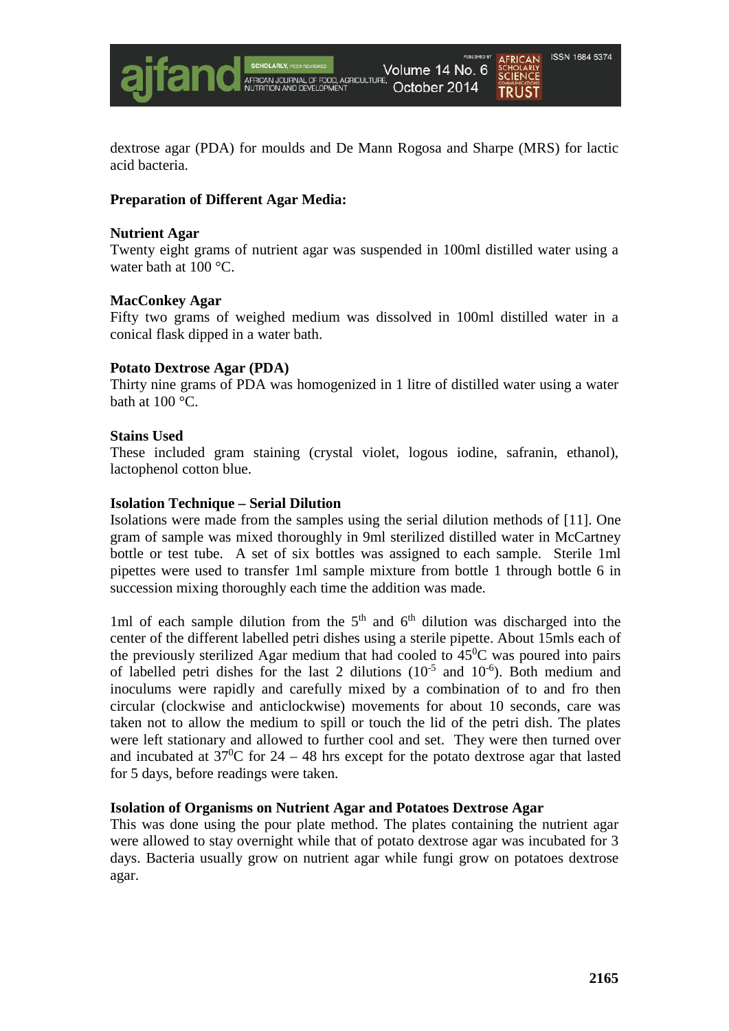dextrose agar (PDA) for moulds and De Mann Rogosa and Sharpe (MRS) for lactic acid bacteria.

**Preparation of Different Agar Media:**

**Nutrient Agar**
Twenty eight grams of nutrient agar was suspended in 100ml distilled water using a water bath at 100 °C.

**MacConkey Agar**
Fifty two grams of weighed medium was dissolved in 100ml distilled water in a conical flask dipped in a water bath.

**Potato Dextrose Agar (PDA)**
Thirty nine grams of PDA was homogenized in 1 litre of distilled water using a water bath at 100 °C.

**Stains Used**
These included gram staining (crystal violet, logous iodine, safranin, ethanol), lactophenol cotton blue.

**Isolation Technique – Serial Dilution**
Isolations were made from the samples using the serial dilution methods of [11]. One gram of sample was mixed thoroughly in 9ml sterilized distilled water in McCartney bottle or test tube. A set of six bottles was assigned to each sample. Sterile 1ml pipettes were used to transfer 1ml sample mixture from bottle 1 through bottle 6 in succession mixing thoroughly each time the addition was made.

1ml of each sample dilution from the 5$^{th}$ and 6$^{th}$ dilution was discharged into the center of the different labelled petri dishes using a sterile pipette. About 15mls each of the previously sterilized Agar medium that had cooled to 45$^{0}$C was poured into pairs of labelled petri dishes for the last 2 dilutions ($10^{-5}$ and $10^{-6}$). Both medium and inoculums were rapidly and carefully mixed by a combination of to and fro then circular (clockwise and anticlockwise) movements for about 10 seconds, care was taken not to allow the medium to spill or touch the lid of the petri dish. The plates were left stationary and allowed to further cool and set. They were then turned over and incubated at 37$^{0}$C for 24 – 48 hrs except for the potato dextrose agar that lasted for 5 days, before readings were taken.

**Isolation of Organisms on Nutrient Agar and Potatoes Dextrose Agar**
This was done using the pour plate method. The plates containing the nutrient agar were allowed to stay overnight while that of potato dextrose agar was incubated for 3 days. Bacteria usually grow on nutrient agar while fungi grow on potatoes dextrose agar.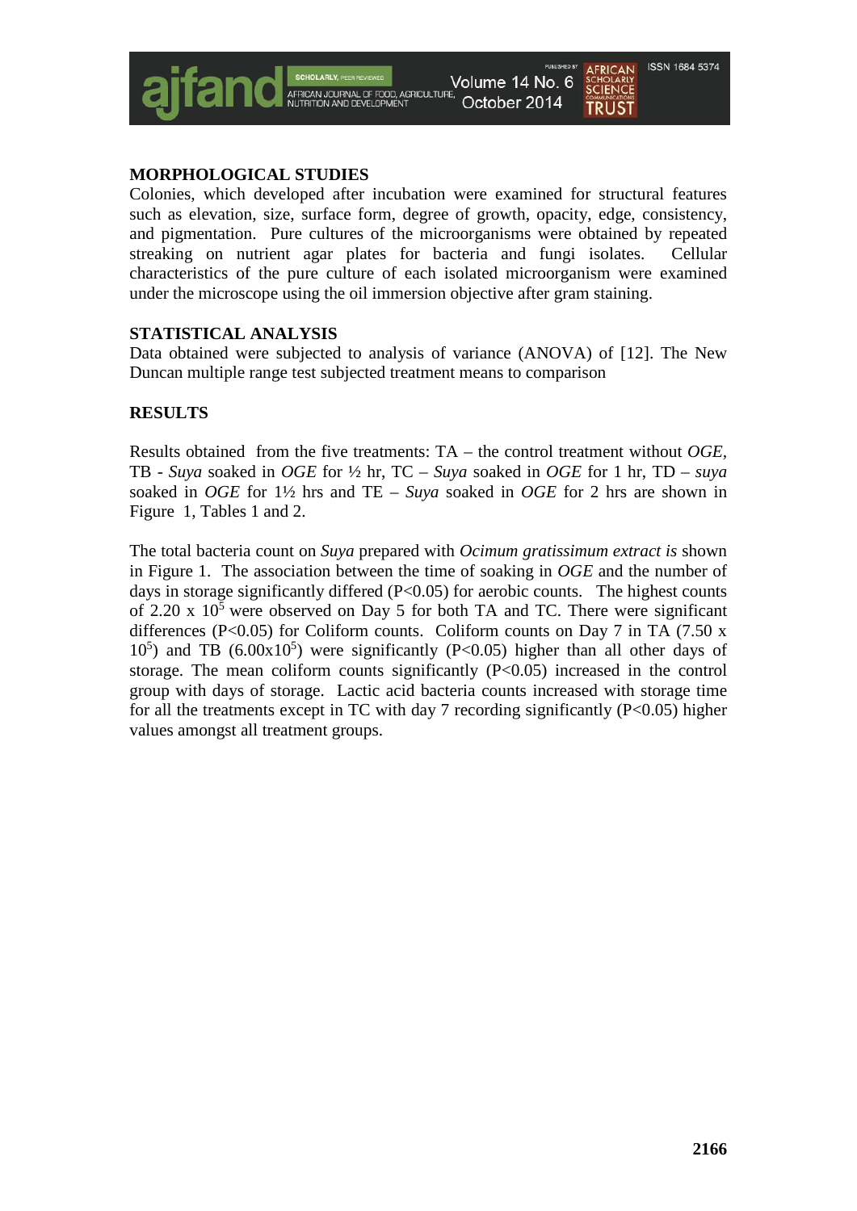## MORPHOLOGICAL STUDIES

Colonies, which developed after incubation were examined for structural features such as elevation, size, surface form, degree of growth, opacity, edge, consistency, and pigmentation. Pure cultures of the microorganisms were obtained by repeated streaking on nutrient agar plates for bacteria and fungi isolates. Cellular characteristics of the pure culture of each isolated microorganism were examined under the microscope using the oil immersion objective after gram staining.

## STATISTICAL ANALYSIS

Data obtained were subjected to analysis of variance (ANOVA) of [12]. The New Duncan multiple range test subjected treatment means to comparison

## RESULTS

Results obtained from the five treatments: TA – the control treatment without *OGE*, TB - *Suya* soaked in *OGE* for ½ hr, TC – *Suya* soaked in *OGE* for 1 hr, TD – *suya* soaked in *OGE* for 1½ hrs and TE – *Suya* soaked in *OGE* for 2 hrs are shown in Figure 1, Tables 1 and 2.

The total bacteria count on *Suya* prepared with *Ocimum gratissimum extract is* shown in Figure 1. The association between the time of soaking in *OGE* and the number of days in storage significantly differed ($P<0.05$) for aerobic counts. The highest counts of $2.20 \times 10^5$ were observed on Day 5 for both TA and TC. There were significant differences ($P<0.05$) for Coliform counts. Coliform counts on Day 7 in TA ($7.50 \times 10^5$) and TB ($6.00 \times 10^5$) were significantly ($P<0.05$) higher than all other days of storage. The mean coliform counts significantly ($P<0.05$) increased in the control group with days of storage. Lactic acid bacteria counts increased with storage time for all the treatments except in TC with day 7 recording significantly ($P<0.05$) higher values amongst all treatment groups.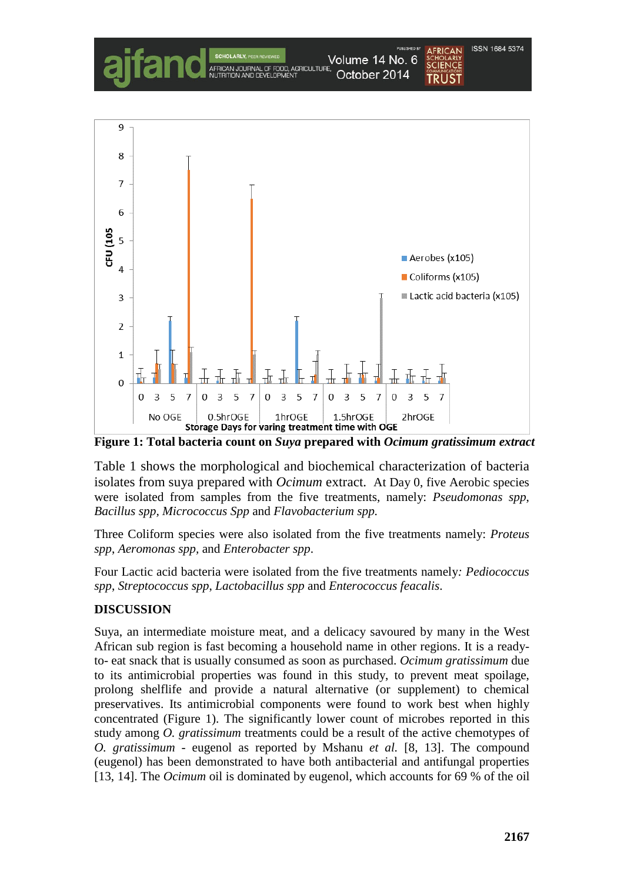9
8
7
6
5
4
3
2
1
0

CFU (105

Aerobes (x105)
Coliforms (x105)
Lactic acid bacteria (x105)

0 3 5 7 0 3 5 7 0 3 5 7 0 3 5 7 0 3 5 7

No OGE 0.5hrOGE 1hrOGE 1.5hrOGE 2hrOGE

Storage Days for varing treatment time with OGE

**Figure 1: Total bacteria count on *Suya* prepared with *Ocimum gratissimum extract***

Table 1 shows the morphological and biochemical characterization of bacteria isolates from suya prepared with *Ocimum* extract. At Day 0, five Aerobic species were isolated from samples from the five treatments, namely: *Pseudomonas spp*, *Bacillus spp*, *Micrococcus Spp* and *Flavobacterium spp*.

Three Coliform species were also isolated from the five treatments namely: *Proteus spp*, *Aeromonas spp*, and *Enterobacter spp*.

Four Lactic acid bacteria were isolated from the five treatments namely*: Pediococcus spp*, *Streptococcus spp*, *Lactobacillus spp* and *Enterococcus feacalis*.

## DISCUSSION

Suya, an intermediate moisture meat, and a delicacy savoured by many in the West African sub region is fast becoming a household name in other regions. It is a ready-to- eat snack that is usually consumed as soon as purchased. *Ocimum gratissimum* due to its antimicrobial properties was found in this study, to prevent meat spoilage, prolong shelflife and provide a natural alternative (or supplement) to chemical preservatives. Its antimicrobial components were found to work best when highly concentrated (Figure 1). The significantly lower count of microbes reported in this study among *O. gratissimum* treatments could be a result of the active chemotypes of *O. gratissimum* - eugenol as reported by Mshanu *et al.* [8, 13]. The compound (eugenol) has been demonstrated to have both antibacterial and antifungal properties [13, 14]. The *Ocimum* oil is dominated by eugenol, which accounts for 69 % of the oil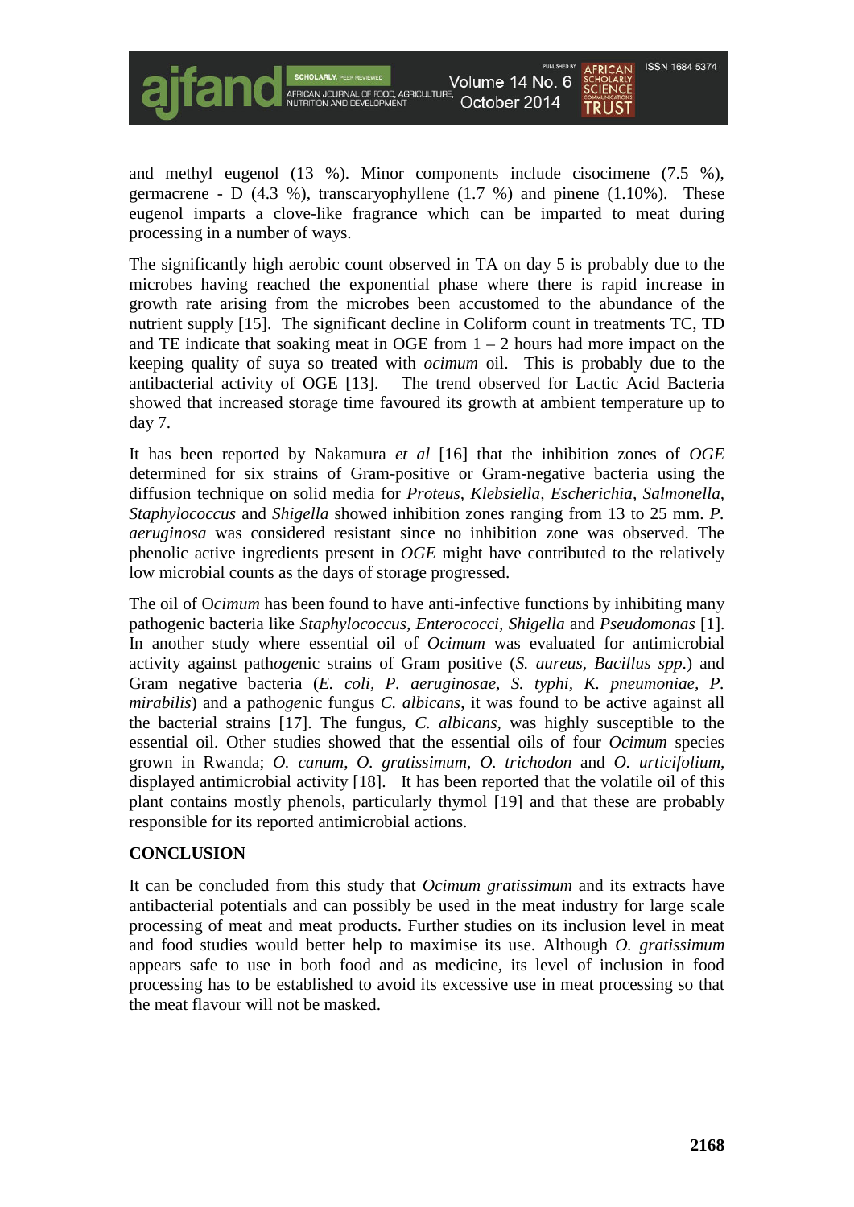and methyl eugenol (13 %). Minor components include cisocimene (7.5 %), germacrene - D (4.3 %), transcaryophyllene (1.7 %) and pinene (1.10%). These eugenol imparts a clove-like fragrance which can be imparted to meat during processing in a number of ways.

The significantly high aerobic count observed in TA on day 5 is probably due to the microbes having reached the exponential phase where there is rapid increase in growth rate arising from the microbes been accustomed to the abundance of the nutrient supply [15]. The significant decline in Coliform count in treatments TC, TD and TE indicate that soaking meat in OGE from 1 – 2 hours had more impact on the keeping quality of suya so treated with *ocimum* oil. This is probably due to the antibacterial activity of OGE [13]. The trend observed for Lactic Acid Bacteria showed that increased storage time favoured its growth at ambient temperature up to day 7.

It has been reported by Nakamura *et al* [16] that the inhibition zones of *OGE* determined for six strains of Gram-positive or Gram-negative bacteria using the diffusion technique on solid media for *Proteus, Klebsiella, Escherichia, Salmonella, Staphylococcus* and *Shigella* showed inhibition zones ranging from 13 to 25 mm. *P. aeruginosa* was considered resistant since no inhibition zone was observed. The phenolic active ingredients present in *OGE* might have contributed to the relatively low microbial counts as the days of storage progressed.

The oil of O*cimum* has been found to have anti-infective functions by inhibiting many pathogenic bacteria like *Staphylococcus, Enterococci, Shigella* and *Pseudomonas* [1]. In another study where essential oil of *Ocimum* was evaluated for antimicrobial activity against path*oge*nic strains of Gram positive (*S. aureus, Bacillus spp.*) and Gram negative bacteria (*E. coli, P. aeruginosae, S. typhi, K. pneumoniae, P. mirabilis*) and a path*oge*nic fungus *C. albicans*, it was found to be active against all the bacterial strains [17]. The fungus, *C. albicans*, was highly susceptible to the essential oil. Other studies showed that the essential oils of four *Ocimum* species grown in Rwanda; *O. canum*, *O. gratissimum*, *O. trichodon* and *O. urticifolium*, displayed antimicrobial activity [18]. It has been reported that the volatile oil of this plant contains mostly phenols, particularly thymol [19] and that these are probably responsible for its reported antimicrobial actions.

## CONCLUSION

It can be concluded from this study that *Ocimum gratissimum* and its extracts have antibacterial potentials and can possibly be used in the meat industry for large scale processing of meat and meat products. Further studies on its inclusion level in meat and food studies would better help to maximise its use. Although *O. gratissimum* appears safe to use in both food and as medicine, its level of inclusion in food processing has to be established to avoid its excessive use in meat processing so that the meat flavour will not be masked.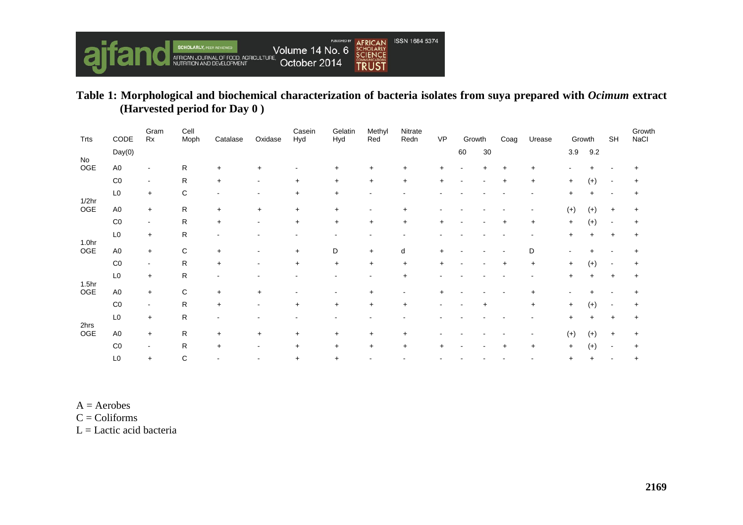**Table 1: Morphological and biochemical characterization of bacteria isolates from suya prepared with *Ocimum* extract (Harvested period for Day 0 )**

| Trts | CODE | Gram Rx | Cell Moph | Catalase | Oxidase | Casein Hyd | Gelatin Hyd | Methyl Red | Nitrate Redn | VP | Growth | | Coag | Urease | Growth | | SH | Growth NaCl |
|---|---|---|---|---|---|---|---|---|---|---|---|---|---|---|---|---|---|---|
| | Day(0) | | | | | | | | | | 60 | 30 | | | 3.9 | 9.2 | | |
| No OGE | A0 | - | R | + | + | - | + | + | + | + | - | + | + | + | - | + | - | + |
| | C0 | - | R | + | - | + | + | + | + | + | - | - | + | + | + | (+) | - | + |
| | L0 | + | C | - | - | + | + | - | - | - | - | - | - | - | + | + | - | + |
| 1/2hr OGE | A0 | + | R | + | + | + | + | - | + | - | - | - | - | - | (+) | (+) | + | + |
| | C0 | - | R | + | - | + | + | + | + | + | - | - | + | + | + | (+) | - | + |
| | L0 | + | R | - | - | - | - | - | - | - | - | - | - | - | + | + | + | + |
| 1.0hr OGE | A0 | + | C | + | - | + | D | + | d | + | - | - | - | D | - | + | - | + |
| | C0 | - | R | + | - | + | + | + | + | + | - | - | + | + | + | (+) | - | + |
| | L0 | + | R | - | - | - | - | - | + | - | - | - | - | - | + | + | + | + |
| 1.5hr OGE | A0 | + | C | + | + | - | - | + | - | + | - | - | - | + | - | + | - | + |
| | C0 | - | R | + | - | + | + | + | + | - | - | + | | + | + | (+) | - | + |
| | L0 | + | R | - | - | - | - | - | - | - | - | - | - | - | + | + | + | + |
| 2hrs OGE | A0 | + | R | + | + | + | + | + | + | - | - | - | - | - | (+) | (+) | + | + |
| | C0 | - | R | + | - | + | + | + | + | + | - | - | + | + | + | (+) | - | + |
| | L0 | + | C | - | - | + | + | - | - | - | - | - | - | - | + | + | - | + |

A = Aerobes
C = Coliforms
L = Lactic acid bacteria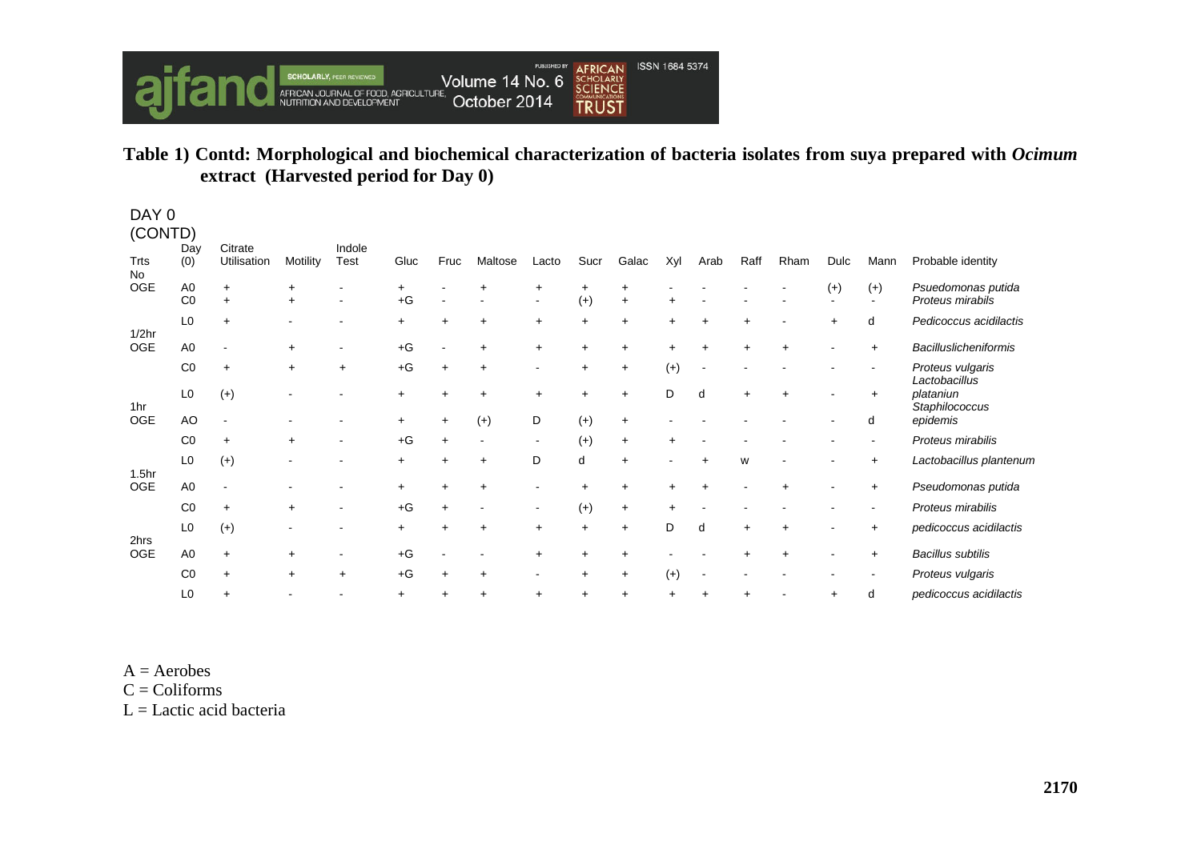**Table 1) Contd: Morphological and biochemical characterization of bacteria isolates from suya prepared with *Ocimum* extract (Harvested period for Day 0)**

DAY 0 (CONTD)

| Trts No | Day (0) | Citrate Utilisation | Motility | Indole Test | Gluc | Fruc | Maltose | Lacto | Sucr | Galac | Xyl | Arab | Raff | Rham | Dulc | Mann | Probable identity |
|---|---|---|---|---|---|---|---|---|---|---|---|---|---|---|---|---|---|
| OGE | A0 | + | + | - | + | - | + | + | + | + | - | - | - | - | (+) | (+) | *Psuedomonas putida* |
| | C0 | + | + | - | +G | - | - | - | (+) | + | + | - | - | - | - | - | *Proteus mirabils* |
| | L0 | + | - | - | + | + | + | + | + | + | + | + | + | - | + | d | *Pedicoccus acidilactis* |
| 1/2hr OGE | A0 | - | + | - | +G | - | + | + | + | + | + | + | + | + | - | + | *Bacilluslicheniformis* |
| | C0 | + | + | + | +G | + | + | - | + | + | (+) | - | - | - | - | - | *Proteus vulgaris* |
| | L0 | (+) | - | - | + | + | + | + | + | + | D | d | + | + | - | + | *Lactobacillus plataniun* |
| 1hr OGE | AO | - | - | - | + | + | (+) | D | (+) | + | - | - | - | - | - | d | *Staphilococcus epidemis* |
| | C0 | + | + | - | +G | + | - | - | (+) | + | + | - | - | - | - | - | *Proteus mirabilis* |
| | L0 | (+) | - | - | + | + | + | D | d | + | - | + | w | - | - | + | *Lactobacillus plantenum* |
| 1.5hr OGE | A0 | - | - | - | + | + | + | - | + | + | + | + | - | + | - | + | *Pseudomonas putida* |
| | C0 | + | + | - | +G | + | - | - | (+) | + | + | - | - | - | - | - | *Proteus mirabilis* |
| | L0 | (+) | - | - | + | + | + | + | + | + | D | d | + | + | - | + | *pedicoccus acidilactis* |
| 2hrs OGE | A0 | + | + | - | +G | - | - | + | + | + | - | - | + | + | - | + | *Bacillus subtilis* |
| | C0 | + | + | + | +G | + | + | - | + | + | (+) | - | - | - | - | - | *Proteus vulgaris* |
| | L0 | + | - | - | + | + | + | + | + | + | + | + | + | - | + | d | *pedicoccus acidilactis* |

A = Aerobes
C = Coliforms
L = Lactic acid bacteria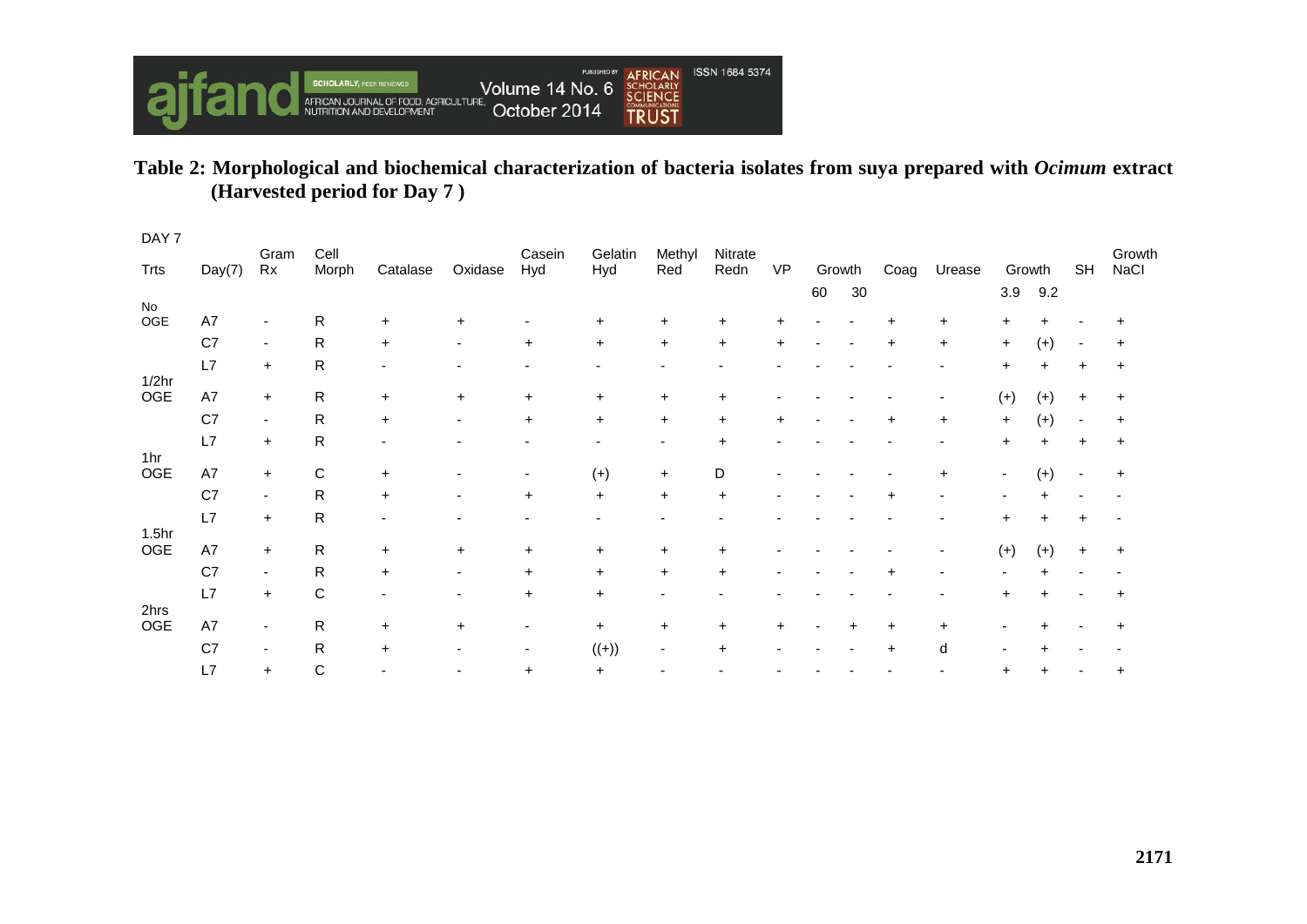**Table 2: Morphological and biochemical characterization of bacteria isolates from suya prepared with *Ocimum* extract (Harvested period for Day 7 )**

DAY 7

| Trts | Day(7) | Gram Rx | Cell Morph | Catalase | Oxidase | Casein Hyd | Gelatin Hyd | Methyl Red | Nitrate Redn | VP | Growth | | Coag | Urease | Growth | | SH | Growth NaCl |
|---|---|---|---|---|---|---|---|---|---|---|---|---|---|---|---|---|---|---|
| | | | | | | | | | | | 60 | 30 | | | 3.9 | 9.2 | | |
| No OGE | A7 | - | R | + | + | - | + | + | + | + | - | - | + | + | + | + | - | + |
| | C7 | - | R | + | - | + | + | + | + | + | - | - | + | + | + | (+) | - | + |
| | L7 | + | R | - | - | - | - | - | - | - | - | - | - | - | + | + | + | + |
| 1/2hr OGE | A7 | + | R | + | + | + | + | + | + | - | - | - | - | - | (+) | (+) | + | + |
| | C7 | - | R | + | - | + | + | + | + | + | - | - | + | + | + | (+) | - | + |
| | L7 | + | R | - | - | - | - | - | + | - | - | - | - | - | + | + | + | + |
| 1hr OGE | A7 | + | C | + | - | - | (+) | + | D | - | - | - | - | + | - | (+) | - | + |
| | C7 | - | R | + | - | + | + | + | + | - | - | - | + | - | - | + | - | - |
| | L7 | + | R | - | - | - | - | - | - | - | - | - | - | - | + | + | + | - |
| 1.5hr OGE | A7 | + | R | + | + | + | + | + | + | - | - | - | - | - | (+) | (+) | + | + |
| | C7 | - | R | + | - | + | + | + | + | - | - | - | + | - | - | + | - | - |
| | L7 | + | C | - | - | + | + | - | - | - | - | - | - | - | + | + | - | + |
| 2hrs OGE | A7 | - | R | + | + | - | + | + | + | + | - | + | + | + | - | + | - | + |
| | C7 | - | R | + | - | - | ((+)) | - | + | - | - | - | + | d | - | + | - | - |
| | L7 | + | C | - | - | + | + | - | - | - | - | - | - | - | + | + | - | + |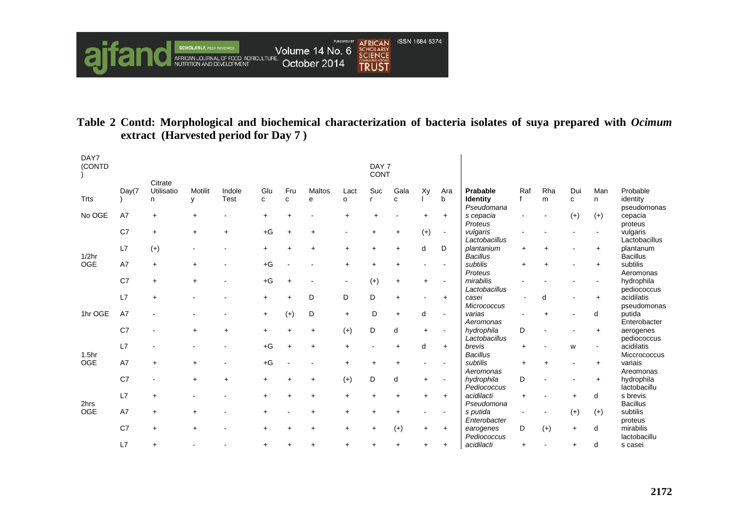**Table 2 Contd: Morphological and biochemical characterization of bacteria isolates of suya prepared with *Ocimum* extract (Harvested period for Day 7 )**

| DAY7 (CONTD) Trts | Day(7) | Citrate Utilisation | Motility | Indole Test | Gluc | Fruc | Maltose | Lacto | DAY 7 CONT Sucr | Galac | Xyl | Arab | Prabable Identity | Raf f | Rham | Duic | Man n | Probable identity |
|---|---|---|---|---|---|---|---|---|---|---|---|---|---|---|---|---|---|---|
| No OGE | A7 | + | + | - | + | + | - | + | + | - | + | + | *Pseudomanas cepacia* | - | - | (+) | (+) | pseudomonas cepacia |
| | C7 | + | + | + | +G | + | + | - | + | + | (+) | - | *Proteus vulgaris* | - | - | - | - | proteus vulgaris |
| | L7 | (+) | - | - | + | + | + | + | + | + | d | D | *Lactobacillus plantanium* | + | + | - | + | Lactobacillus plantanum |
| 1/2hr OGE | A7 | + | + | - | +G | - | - | + | + | + | - | - | *Bacillus subtilis* | + | + | - | + | Bacillus subtilis |
| | C7 | + | + | - | +G | + | - | - | (+) | + | + | - | *Proteus mirabilis* | - | - | - | - | Aeromonas hydrophila |
| | L7 | + | - | - | + | + | D | D | D | + | - | + | *Lactobacillus casei* | - | d | - | + | pediococcus acidilatis |
| 1hr OGE | A7 | - | - | - | + | (+) | D | + | D | + | d | - | *Micrococcus varias* | - | + | - | d | pseudomonas putida |
| | C7 | - | + | + | + | + | + | (+) | D | d | + | - | *Aeromonas hydrophila* | D | - | - | + | Enterobacter aerogenes |
| | L7 | - | - | - | +G | + | + | + | - | + | d | + | *Lactobacillus brevis* | + | - | w | - | pediococcus acidilatis |
| 1.5hr OGE | A7 | + | + | - | +G | - | - | + | + | + | - | - | *Bacillus subtilis* | + | + | - | + | Miccrococcus variais |
| | C7 | - | + | + | + | + | + | (+) | D | d | + | - | *Aeromonas hydrophila* | D | - | - | + | Areomonas hydrophila |
| | L7 | + | - | - | + | + | + | + | + | + | + | + | *Pediococcus acidilacti* | + | - | + | d | lactobacillus brevis |
| 2hrs OGE | A7 | + | + | - | + | - | + | + | + | + | - | - | *Pseudomonas putida* | - | - | (+) | (+) | Bacillus subtilis |
| | C7 | + | + | - | + | + | + | + | + | (+) | + | + | *Enterobacter earogenes* | D | (+) | + | d | proteus mirabilis |
| | L7 | + | - | - | + | + | + | + | + | + | + | + | *Pediococcus acidilacti* | + | - | + | d | lactobacillus casei |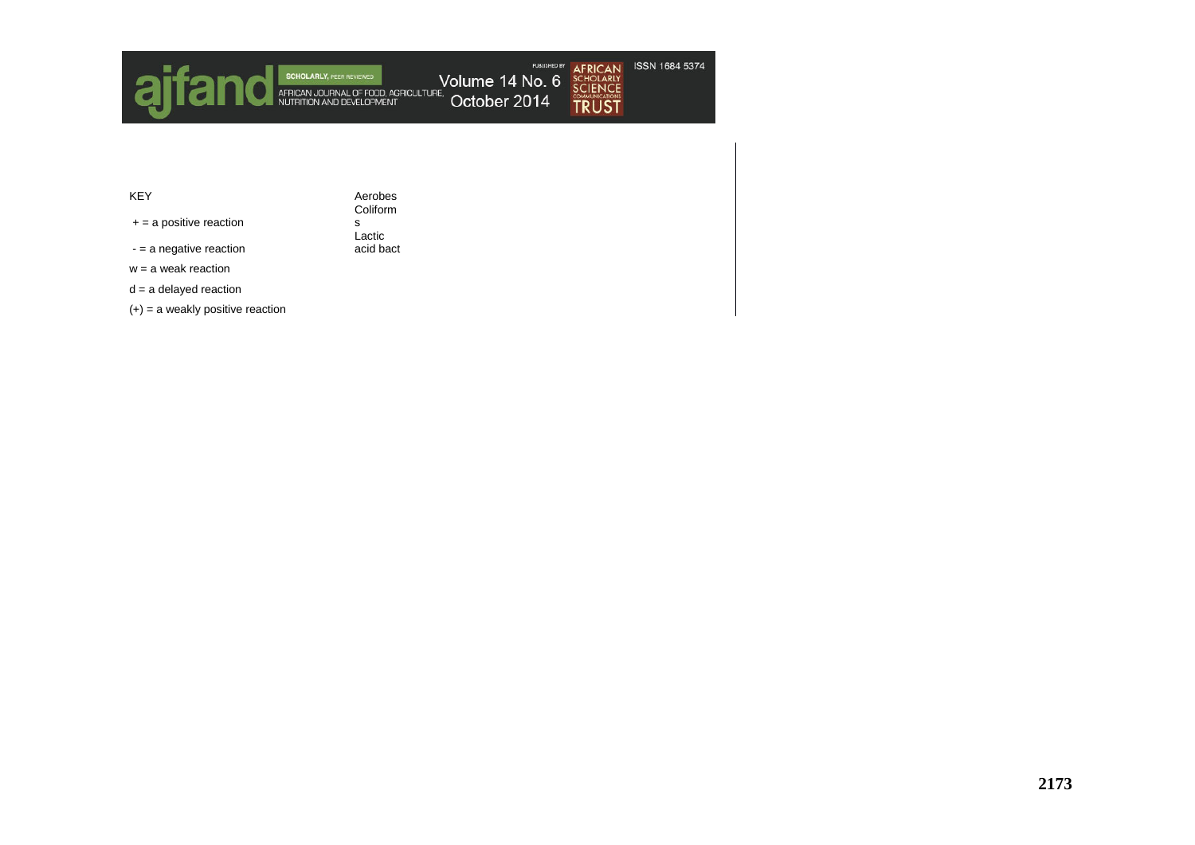KEY

+ = a positive reaction

- = a negative reaction

w = a weak reaction

d = a delayed reaction

(+) = a weakly positive reaction

Aerobes
Coliform
s
Lactic
acid bact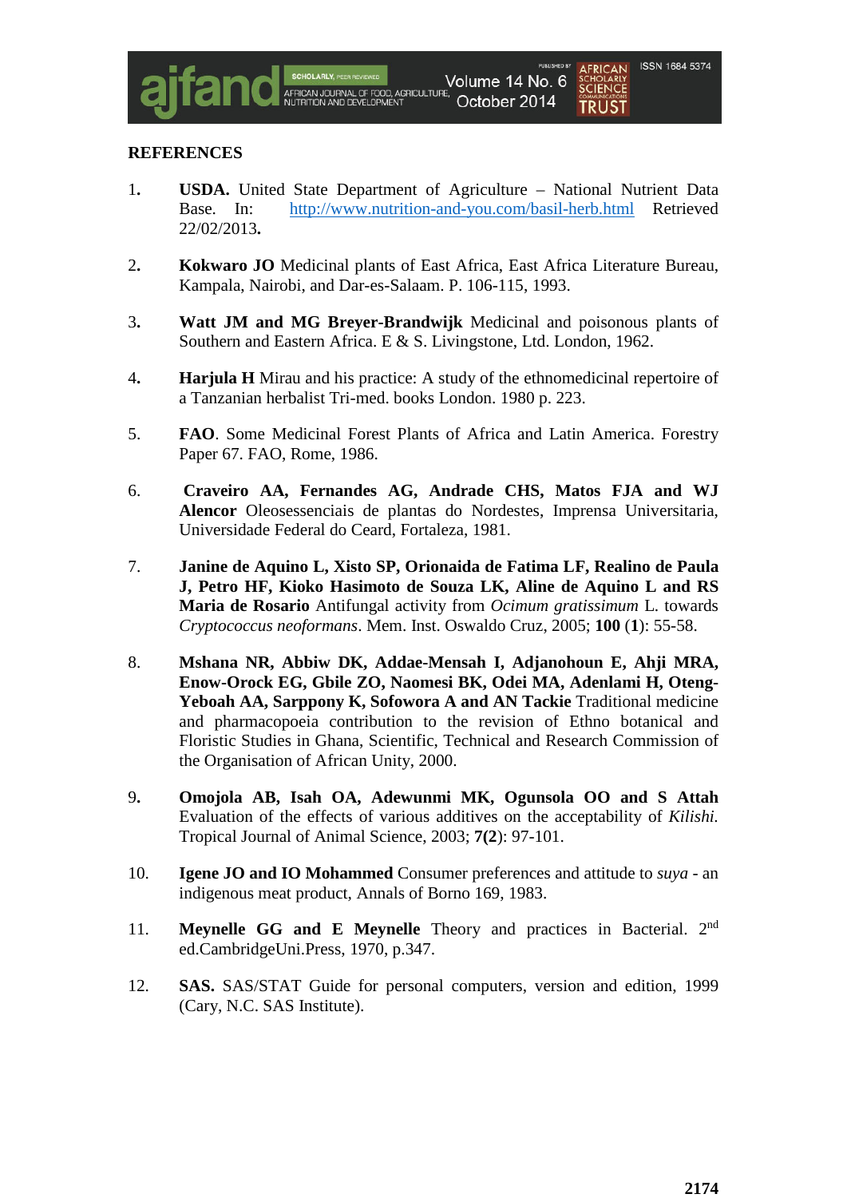## REFERENCES

1. **USDA.** United State Department of Agriculture – National Nutrient Data Base. In: http://www.nutrition-and-you.com/basil-herb.html Retrieved 22/02/2013**.**

2. **Kokwaro JO** Medicinal plants of East Africa, East Africa Literature Bureau, Kampala, Nairobi, and Dar-es-Salaam. P. 106-115, 1993.

3. **Watt JM and MG Breyer-Brandwijk** Medicinal and poisonous plants of Southern and Eastern Africa. E & S. Livingstone, Ltd. London, 1962.

4. **Harjula H** Mirau and his practice: A study of the ethnomedicinal repertoire of a Tanzanian herbalist Tri-med. books London. 1980 p. 223.

5. **FAO**. Some Medicinal Forest Plants of Africa and Latin America. Forestry Paper 67. FAO, Rome, 1986.

6. **Craveiro AA, Fernandes AG, Andrade CHS, Matos FJA and WJ Alencor** Oleosessenciais de plantas do Nordestes, Imprensa Universitaria, Universidade Federal do Ceard, Fortaleza, 1981.

7. **Janine de Aquino L, Xisto SP, Orionaida de Fatima LF, Realino de Paula J, Petro HF, Kioko Hasimoto de Souza LK, Aline de Aquino L and RS Maria de Rosario** Antifungal activity from *Ocimum gratissimum* L. towards *Cryptococcus neoformans*. Mem. Inst. Oswaldo Cruz, 2005; **100** (**1**): 55-58.

8. **Mshana NR, Abbiw DK, Addae-Mensah I, Adjanohoun E, Ahji MRA, Enow-Orock EG, Gbile ZO, Naomesi BK, Odei MA, Adenlami H, Oteng-Yeboah AA, Sarppony K, Sofowora A and AN Tackie** Traditional medicine and pharmacopoeia contribution to the revision of Ethno botanical and Floristic Studies in Ghana, Scientific, Technical and Research Commission of the Organisation of African Unity, 2000.

9. **Omojola AB, Isah OA, Adewunmi MK, Ogunsola OO and S Attah** Evaluation of the effects of various additives on the acceptability of *Kilishi.* Tropical Journal of Animal Science, 2003; **7(2**): 97-101.

10. **Igene JO and IO Mohammed** Consumer preferences and attitude to *suya* - an indigenous meat product, Annals of Borno 169, 1983.

11. **Meynelle GG and E Meynelle** Theory and practices in Bacterial. 2nd ed.CambridgeUni.Press, 1970, p.347.

12. **SAS.** SAS/STAT Guide for personal computers, version and edition, 1999 (Cary, N.C. SAS Institute).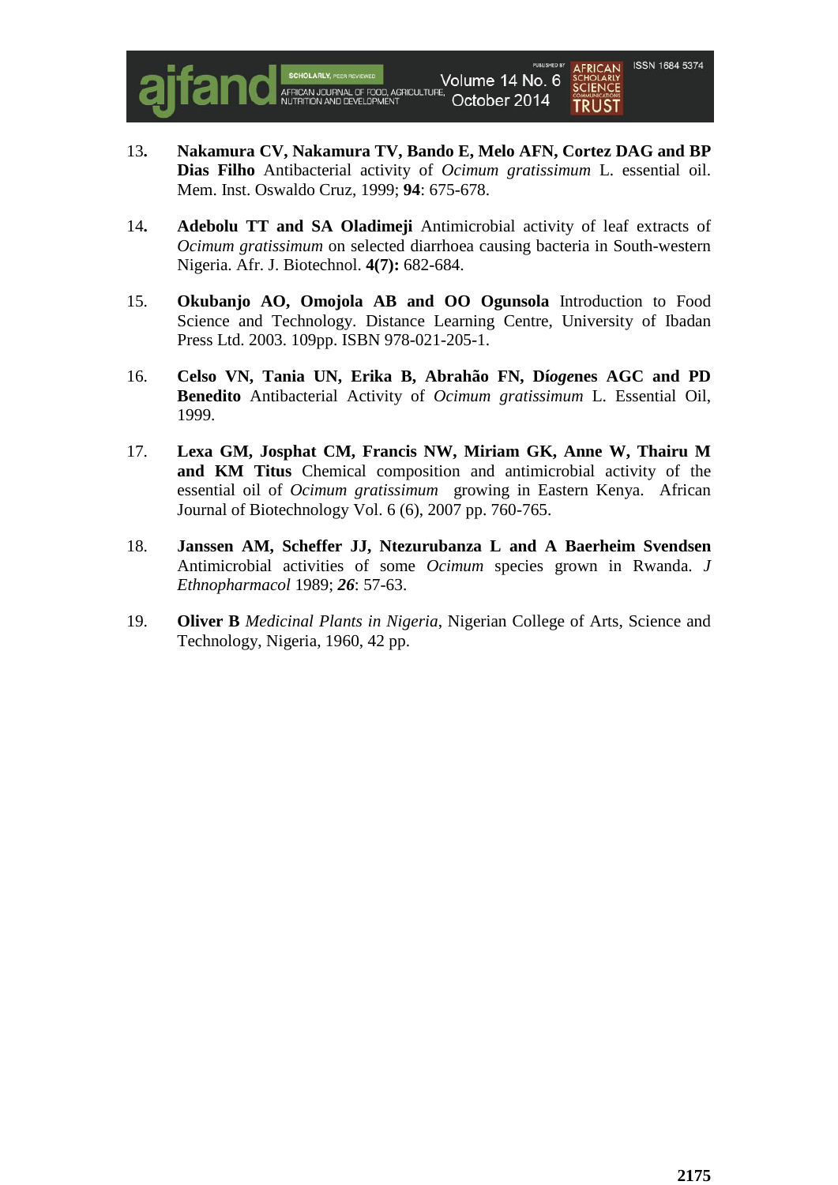13. **Nakamura CV, Nakamura TV, Bando E, Melo AFN, Cortez DAG and BP Dias Filho** Antibacterial activity of *Ocimum gratissimum* L. essential oil. Mem. Inst. Oswaldo Cruz, 1999; **94**: 675-678.

14. **Adebolu TT and SA Oladimeji** Antimicrobial activity of leaf extracts of *Ocimum gratissimum* on selected diarrhoea causing bacteria in South-western Nigeria. Afr. J. Biotechnol. **4(7):** 682-684.

15. **Okubanjo AO, Omojola AB and OO Ogunsola** Introduction to Food Science and Technology. Distance Learning Centre, University of Ibadan Press Ltd. 2003. 109pp. ISBN 978-021-205-1.

16. **Celso VN, Tania UN, Erika B, Abrahão FN, Díogenes AGC and PD Benedito** Antibacterial Activity of *Ocimum gratissimum* L. Essential Oil, 1999.

17. **Lexa GM, Josphat CM, Francis NW, Miriam GK, Anne W, Thairu M and KM Titus** Chemical composition and antimicrobial activity of the essential oil of *Ocimum gratissimum* growing in Eastern Kenya. African Journal of Biotechnology Vol. 6 (6), 2007 pp. 760-765.

18. **Janssen AM, Scheffer JJ, Ntezurubanza L and A Baerheim Svendsen** Antimicrobial activities of some *Ocimum* species grown in Rwanda. *J Ethnopharmacol* 1989; ***26***: 57-63.

19. **Oliver B** *Medicinal Plants in Nigeria*, Nigerian College of Arts, Science and Technology, Nigeria, 1960, 42 pp.